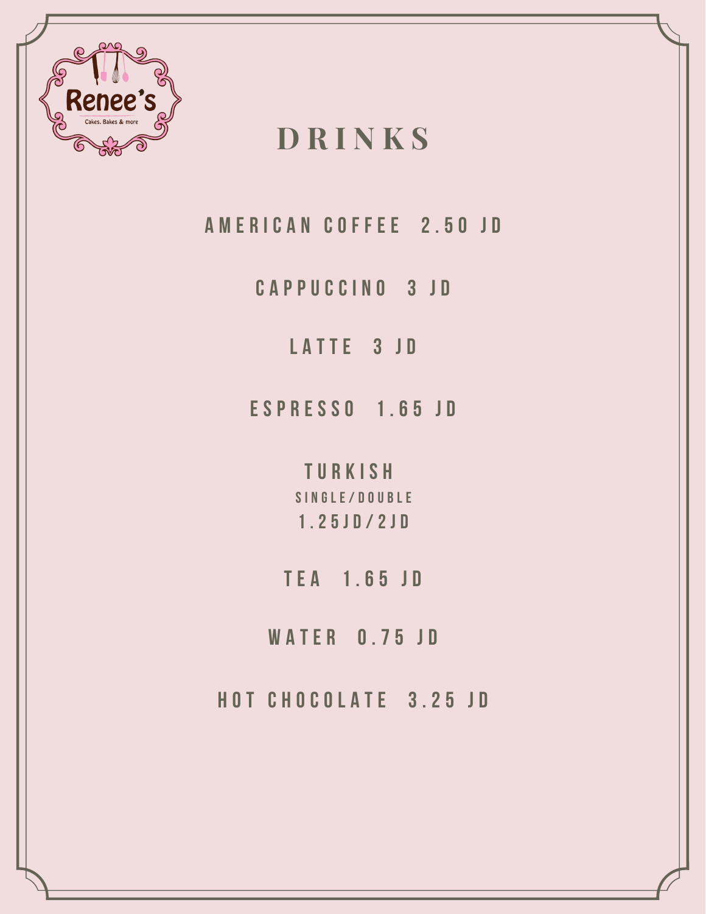Renee's

Cakes. Bakes & more

# DRINKS

AMERICAN COFFEE 2.50 JD

CAPPUCCINO 3 JD

LATTE 3 JD

ESPRESSO 1.65 JD

TURKISH
SINGLE/DOUBLE
1.25JD/2JD

TEA 1.65 JD

WATER 0.75 JD

HOT CHOCOLATE 3.25 JD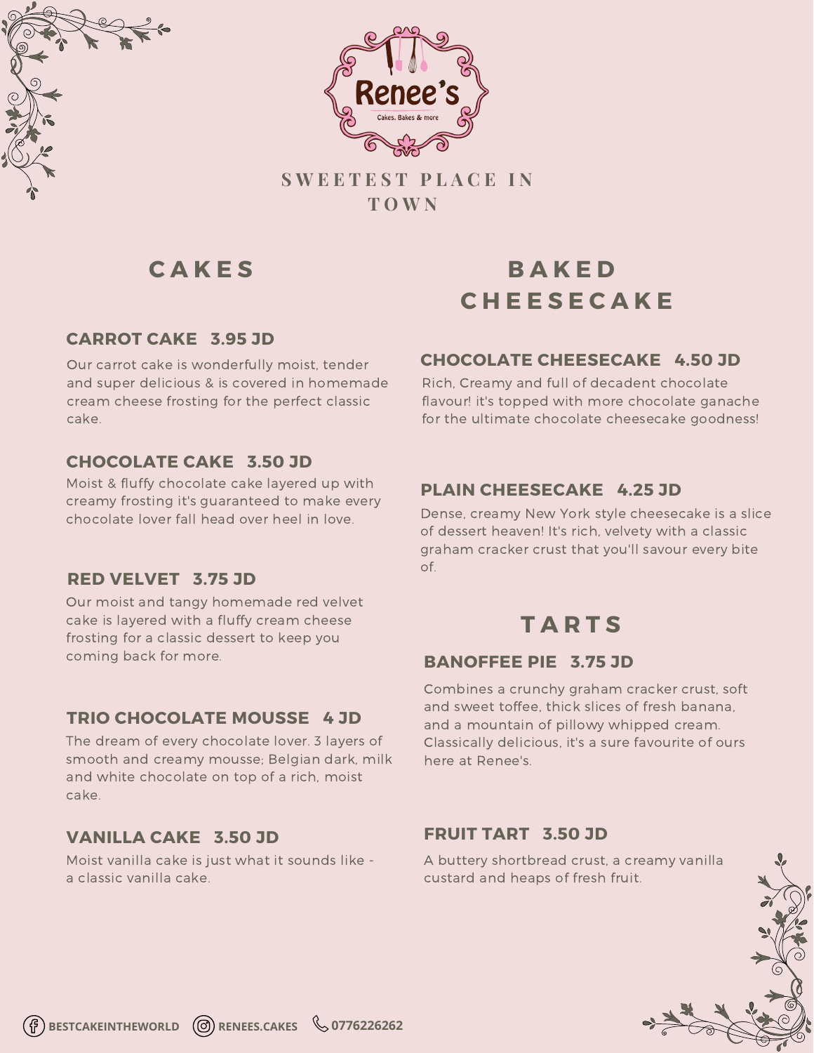# Renee's

Cakes, Bakes & more

SWEETEST PLACE IN TOWN

## CAKES

### CARROT CAKE 3.95 JD

Our carrot cake is wonderfully moist, tender and super delicious & is covered in homemade cream cheese frosting for the perfect classic cake.

### CHOCOLATE CAKE 3.50 JD

Moist & fluffy chocolate cake layered up with creamy frosting it's guaranteed to make every chocolate lover fall head over heel in love.

### RED VELVET 3.75 JD

Our moist and tangy homemade red velvet cake is layered with a fluffy cream cheese frosting for a classic dessert to keep you coming back for more.

### TRIO CHOCOLATE MOUSSE 4 JD

The dream of every chocolate lover. 3 layers of smooth and creamy mousse; Belgian dark, milk and white chocolate on top of a rich, moist cake.

### VANILLA CAKE 3.50 JD

Moist vanilla cake is just what it sounds like - a classic vanilla cake.

## BAKED CHEESECAKE

### CHOCOLATE CHEESECAKE 4.50 JD

Rich, Creamy and full of decadent chocolate flavour! it's topped with more chocolate ganache for the ultimate chocolate cheesecake goodness!

### PLAIN CHEESECAKE 4.25 JD

Dense, creamy New York style cheesecake is a slice of dessert heaven! It's rich, velvety with a classic graham cracker crust that you'll savour every bite of.

## TARTS

### BANOFFEE PIE 3.75 JD

Combines a crunchy graham cracker crust, soft and sweet toffee, thick slices of fresh banana, and a mountain of pillowy whipped cream. Classically delicious, it's a sure favourite of ours here at Renee's.

### FRUIT TART 3.50 JD

A buttery shortbread crust, a creamy vanilla custard and heaps of fresh fruit.

BESTCAKEINTHEWORLD RENEES.CAKES 0776226262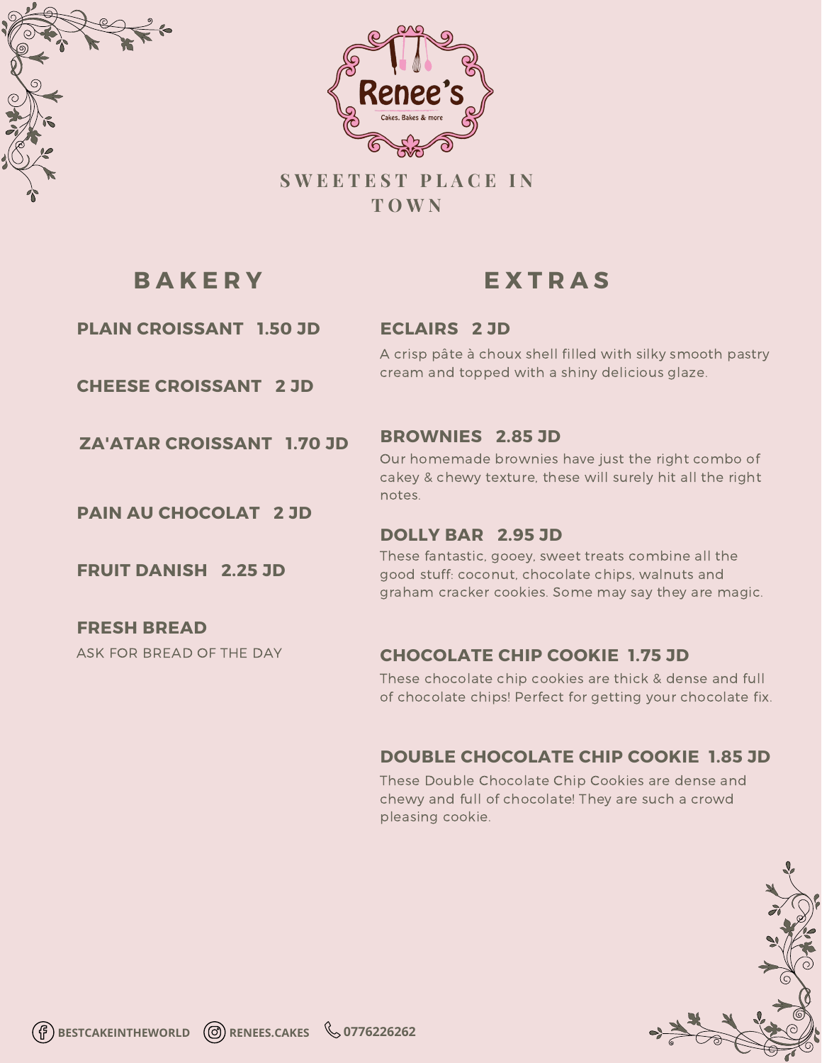Renee's

Cakes, Bakes & more

# SWEETEST PLACE IN TOWN

## BAKERY

**PLAIN CROISSANT 1.50 JD**

**CHEESE CROISSANT 2 JD**

**ZA'ATAR CROISSANT 1.70 JD**

**PAIN AU CHOCOLAT 2 JD**

**FRUIT DANISH 2.25 JD**

**FRESH BREAD**

ASK FOR BREAD OF THE DAY

## EXTRAS

**ECLAIRS 2 JD**

A crisp pâte à choux shell filled with silky smooth pastry cream and topped with a shiny delicious glaze.

**BROWNIES 2.85 JD**

Our homemade brownies have just the right combo of cakey & chewy texture, these will surely hit all the right notes.

**DOLLY BAR 2.95 JD**

These fantastic, gooey, sweet treats combine all the good stuff: coconut, chocolate chips, walnuts and graham cracker cookies. Some may say they are magic.

**CHOCOLATE CHIP COOKIE 1.75 JD**

These chocolate chip cookies are thick & dense and full of chocolate chips! Perfect for getting your chocolate fix.

**DOUBLE CHOCOLATE CHIP COOKIE 1.85 JD**

These Double Chocolate Chip Cookies are dense and chewy and full of chocolate! They are such a crowd pleasing cookie.

BESTCAKEINTHEWORLD RENEES.CAKES 0776226262